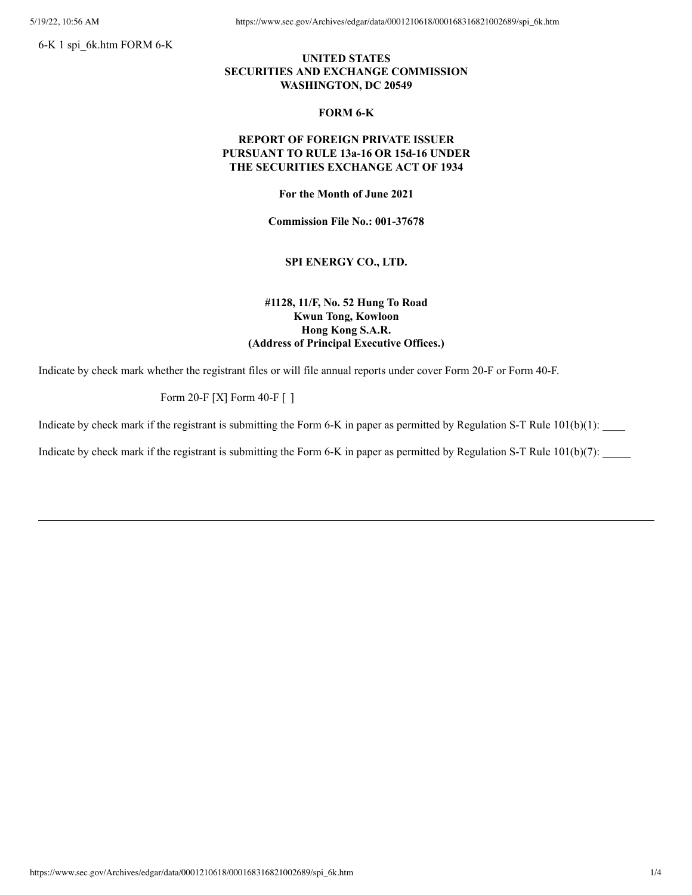6-K 1 spi_6k.htm FORM 6-K

**UNITED STATES**
**SECURITIES AND EXCHANGE COMMISSION**
**WASHINGTON, DC 20549**

**FORM 6-K**

**REPORT OF FOREIGN PRIVATE ISSUER**
**PURSUANT TO RULE 13a-16 OR 15d-16 UNDER**
**THE SECURITIES EXCHANGE ACT OF 1934**

**For the Month of June 2021**

**Commission File No.: 001-37678**

**SPI ENERGY CO., LTD.**

**#1128, 11/F, No. 52 Hung To Road**
**Kwun Tong, Kowloon**
**Hong Kong S.A.R.**
**(Address of Principal Executive Offices.)**

Indicate by check mark whether the registrant files or will file annual reports under cover Form 20-F or Form 40-F.

Form 20-F [X] Form 40-F [ ]

Indicate by check mark if the registrant is submitting the Form 6-K in paper as permitted by Regulation S-T Rule 101(b)(1): ____

Indicate by check mark if the registrant is submitting the Form 6-K in paper as permitted by Regulation S-T Rule 101(b)(7): _____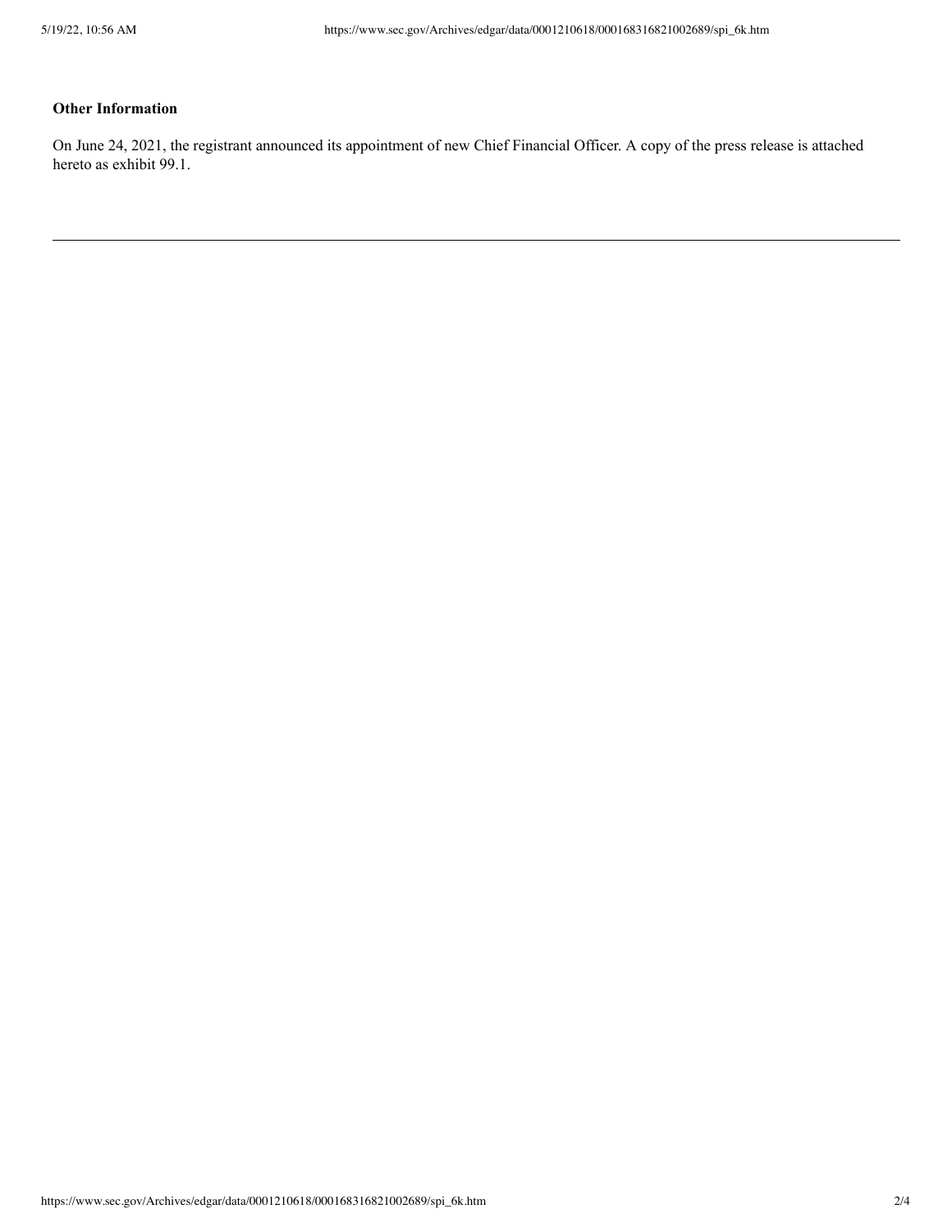**Other Information**

On June 24, 2021, the registrant announced its appointment of new Chief Financial Officer. A copy of the press release is attached hereto as exhibit 99.1.

---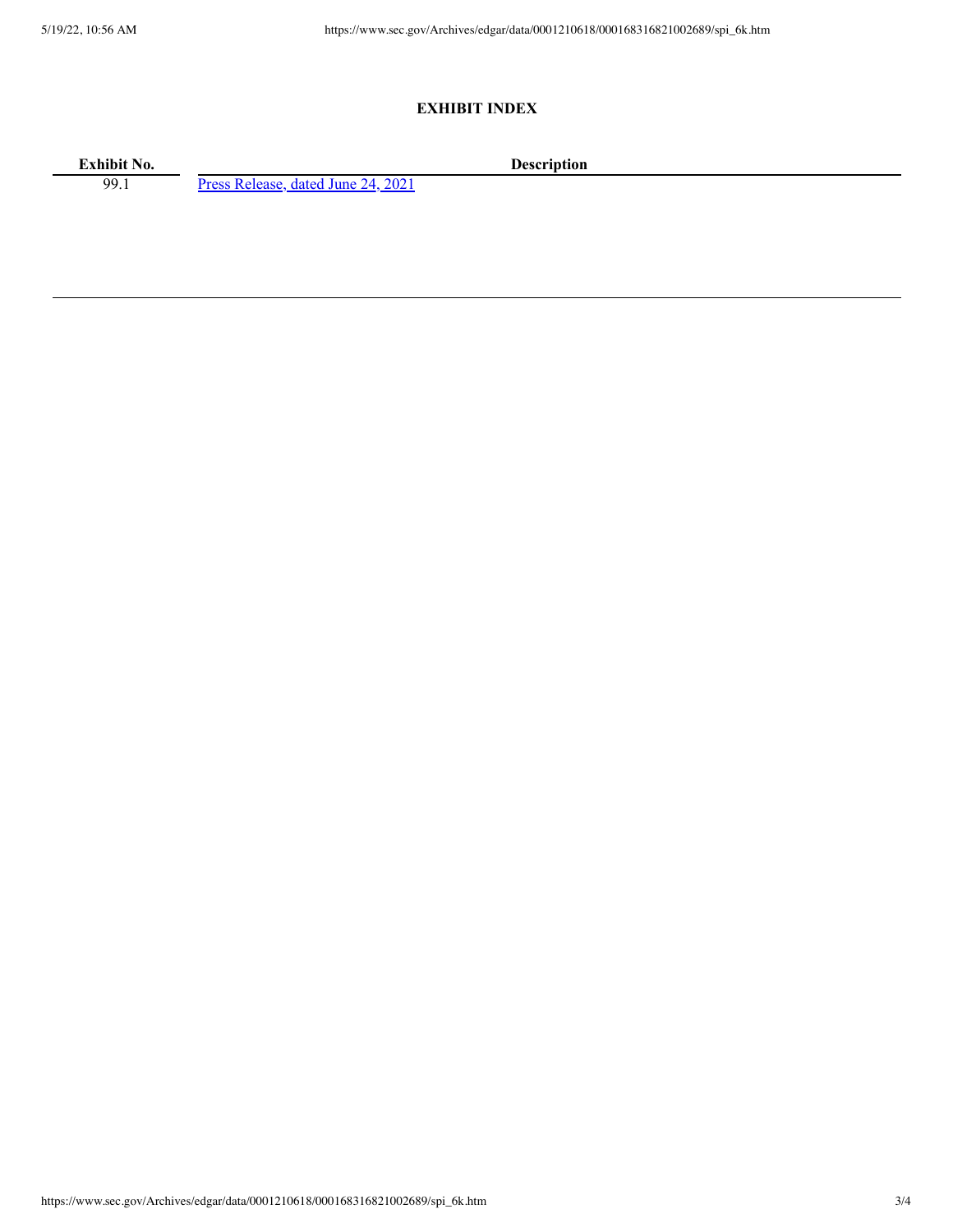## EXHIBIT INDEX

| Exhibit No. | Description |
| --- | --- |
| 99.1 | Press Release, dated June 24, 2021 |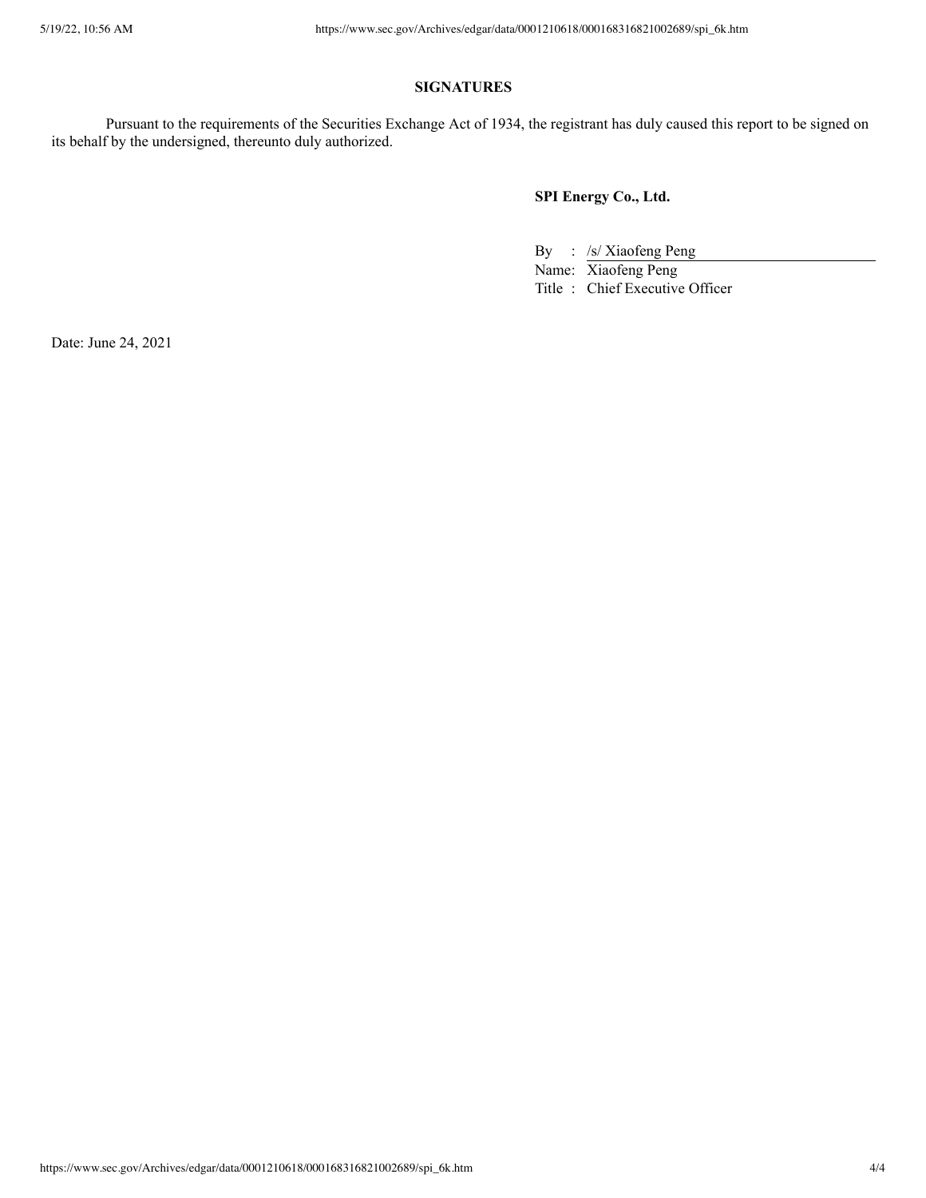## SIGNATURES

Pursuant to the requirements of the Securities Exchange Act of 1934, the registrant has duly caused this report to be signed on its behalf by the undersigned, thereunto duly authorized.

**SPI Energy Co., Ltd.**

| | |
|---|---|
| By : | /s/ Xiaofeng Peng |
| Name: | Xiaofeng Peng |
| Title : | Chief Executive Officer |

Date: June 24, 2021